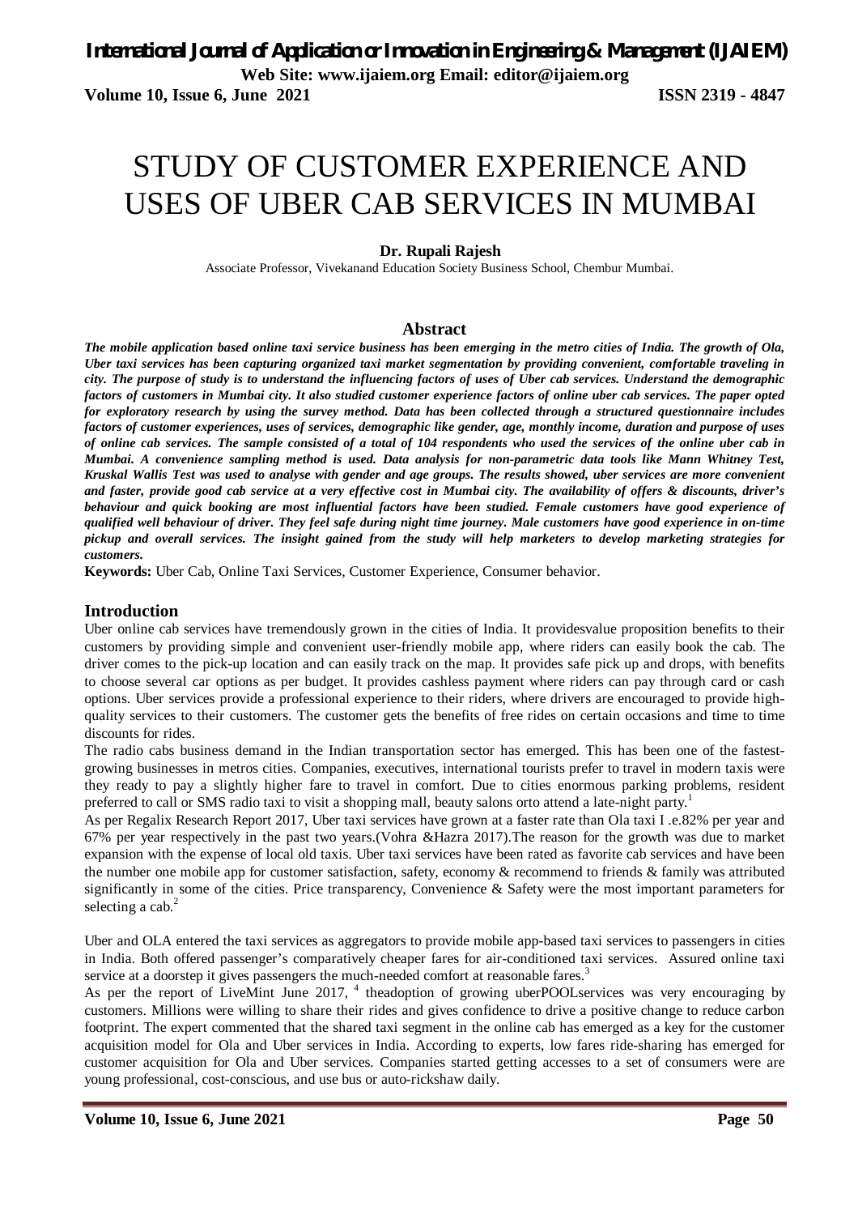# STUDY OF CUSTOMER EXPERIENCE AND USES OF UBER CAB SERVICES IN MUMBAI

**Dr. Rupali Rajesh**

Associate Professor, Vivekanand Education Society Business School, Chembur Mumbai.

## Abstract

***The mobile application based online taxi service business has been emerging in the metro cities of India. The growth of Ola, Uber taxi services has been capturing organized taxi market segmentation by providing convenient, comfortable traveling in city. The purpose of study is to understand the influencing factors of uses of Uber cab services. Understand the demographic factors of customers in Mumbai city. It also studied customer experience factors of online uber cab services. The paper opted for exploratory research by using the survey method. Data has been collected through a structured questionnaire includes factors of customer experiences, uses of services, demographic like gender, age, monthly income, duration and purpose of uses of online cab services. The sample consisted of a total of 104 respondents who used the services of the online uber cab in Mumbai. A convenience sampling method is used. Data analysis for non-parametric data tools like Mann Whitney Test, Kruskal Wallis Test was used to analyse with gender and age groups. The results showed, uber services are more convenient and faster, provide good cab service at a very effective cost in Mumbai city. The availability of offers & discounts, driver's behaviour and quick booking are most influential factors have been studied. Female customers have good experience of qualified well behaviour of driver. They feel safe during night time journey. Male customers have good experience in on-time pickup and overall services. The insight gained from the study will help marketers to develop marketing strategies for customers.***

**Keywords:** Uber Cab, Online Taxi Services, Customer Experience, Consumer behavior.

## Introduction

Uber online cab services have tremendously grown in the cities of India. It providesvalue proposition benefits to their customers by providing simple and convenient user-friendly mobile app, where riders can easily book the cab. The driver comes to the pick-up location and can easily track on the map. It provides safe pick up and drops, with benefits to choose several car options as per budget. It provides cashless payment where riders can pay through card or cash options. Uber services provide a professional experience to their riders, where drivers are encouraged to provide high-quality services to their customers. The customer gets the benefits of free rides on certain occasions and time to time discounts for rides.

The radio cabs business demand in the Indian transportation sector has emerged. This has been one of the fastest-growing businesses in metros cities. Companies, executives, international tourists prefer to travel in modern taxis were they ready to pay a slightly higher fare to travel in comfort. Due to cities enormous parking problems, resident preferred to call or SMS radio taxi to visit a shopping mall, beauty salons orto attend a late-night party.[1]

As per Regalix Research Report 2017, Uber taxi services have grown at a faster rate than Ola taxi I .e.82% per year and 67% per year respectively in the past two years.(Vohra &Hazra 2017).The reason for the growth was due to market expansion with the expense of local old taxis. Uber taxi services have been rated as favorite cab services and have been the number one mobile app for customer satisfaction, safety, economy & recommend to friends & family was attributed significantly in some of the cities. Price transparency, Convenience & Safety were the most important parameters for selecting a cab.[2]

Uber and OLA entered the taxi services as aggregators to provide mobile app-based taxi services to passengers in cities in India. Both offered passenger's comparatively cheaper fares for air-conditioned taxi services. Assured online taxi service at a doorstep it gives passengers the much-needed comfort at reasonable fares.[3]

As per the report of LiveMint June 2017, [4] theadoption of growing uberPOOLservices was very encouraging by customers. Millions were willing to share their rides and gives confidence to drive a positive change to reduce carbon footprint. The expert commented that the shared taxi segment in the online cab has emerged as a key for the customer acquisition model for Ola and Uber services in India. According to experts, low fares ride-sharing has emerged for customer acquisition for Ola and Uber services. Companies started getting accesses to a set of consumers were are young professional, cost-conscious, and use bus or auto-rickshaw daily.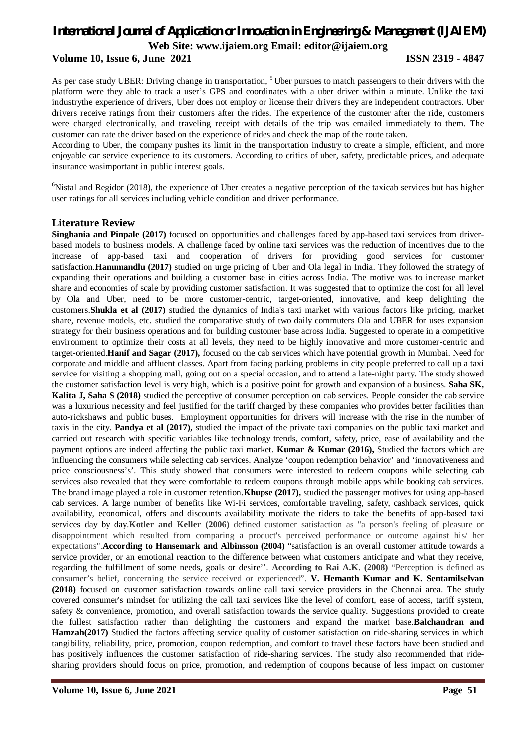As per case study UBER: Driving change in transportation, [5] Uber pursues to match passengers to their drivers with the platform were they able to track a user's GPS and coordinates with a uber driver within a minute. Unlike the taxi industrythe experience of drivers, Uber does not employ or license their drivers they are independent contractors. Uber drivers receive ratings from their customers after the rides. The experience of the customer after the ride, customers were charged electronically, and traveling receipt with details of the trip was emailed immediately to them. The customer can rate the driver based on the experience of rides and check the map of the route taken.

According to Uber, the company pushes its limit in the transportation industry to create a simple, efficient, and more enjoyable car service experience to its customers. According to critics of uber, safety, predictable prices, and adequate insurance wasimportant in public interest goals.

[6]Nistal and Regidor (2018), the experience of Uber creates a negative perception of the taxicab services but has higher user ratings for all services including vehicle condition and driver performance.

## Literature Review

**Singhania and Pinpale (2017)** focused on opportunities and challenges faced by app-based taxi services from driver-based models to business models. A challenge faced by online taxi services was the reduction of incentives due to the increase of app-based taxi and cooperation of drivers for providing good services for customer satisfaction.**Hanumandlu (2017)** studied on urge pricing of Uber and Ola legal in India. They followed the strategy of expanding their operations and building a customer base in cities across India. The motive was to increase market share and economies of scale by providing customer satisfaction. It was suggested that to optimize the cost for all level by Ola and Uber, need to be more customer-centric, target-oriented, innovative, and keep delighting the customers.**Shukla et al (2017)** studied the dynamics of India's taxi market with various factors like pricing, market share, revenue models, etc. studied the comparative study of two daily commuters Ola and UBER for uses expansion strategy for their business operations and for building customer base across India. Suggested to operate in a competitive environment to optimize their costs at all levels, they need to be highly innovative and more customer-centric and target-oriented.**Hanif and Sagar (2017),** focused on the cab services which have potential growth in Mumbai. Need for corporate and middle and affluent classes. Apart from facing parking problems in city people preferred to call up a taxi service for visiting a shopping mall, going out on a special occasion, and to attend a late-night party. The study showed the customer satisfaction level is very high, which is a positive point for growth and expansion of a business. **Saha SK, Kalita J, Saha S (2018)** studied the perceptive of consumer perception on cab services. People consider the cab service was a luxurious necessity and feel justified for the tariff charged by these companies who provides better facilities than auto-rickshaws and public buses. Employment opportunities for drivers will increase with the rise in the number of taxis in the city. **Pandya et al (2017),** studied the impact of the private taxi companies on the public taxi market and carried out research with specific variables like technology trends, comfort, safety, price, ease of availability and the payment options are indeed affecting the public taxi market. **Kumar & Kumar (2016),** Studied the factors which are influencing the consumers while selecting cab services. Analyze 'coupon redemption behavior' and 'innovativeness and price consciousness's'. This study showed that consumers were interested to redeem coupons while selecting cab services also revealed that they were comfortable to redeem coupons through mobile apps while booking cab services. The brand image played a role in customer retention.**Khupse (2017),** studied the passenger motives for using app-based cab services. A large number of benefits like Wi-Fi services, comfortable traveling, safety, cashback services, quick availability, economical, offers and discounts availability motivate the riders to take the benefits of app-based taxi services day by day.**Kotler and Keller (2006)** defined customer satisfaction as "a person's feeling of pleasure or disappointment which resulted from comparing a product's perceived performance or outcome against his/ her expectations".**According to Hansemark and Albinsson (2004)** "satisfaction is an overall customer attitude towards a service provider, or an emotional reaction to the difference between what customers anticipate and what they receive, regarding the fulfillment of some needs, goals or desire''. **According to Rai A.K. (2008)** "Perception is defined as consumer's belief, concerning the service received or experienced". **V. Hemanth Kumar and K. Sentamilselvan (2018)** focused on customer satisfaction towards online call taxi service providers in the Chennai area. The study covered consumer's mindset for utilizing the call taxi services like the level of comfort, ease of access, tariff system, safety & convenience, promotion, and overall satisfaction towards the service quality. Suggestions provided to create the fullest satisfaction rather than delighting the customers and expand the market base.**Balchandran and Hamzah(2017)** Studied the factors affecting service quality of customer satisfaction on ride-sharing services in which tangibility, reliability, price, promotion, coupon redemption, and comfort to travel these factors have been studied and has positively influences the customer satisfaction of ride-sharing services. The study also recommended that ride-sharing providers should focus on price, promotion, and redemption of coupons because of less impact on customer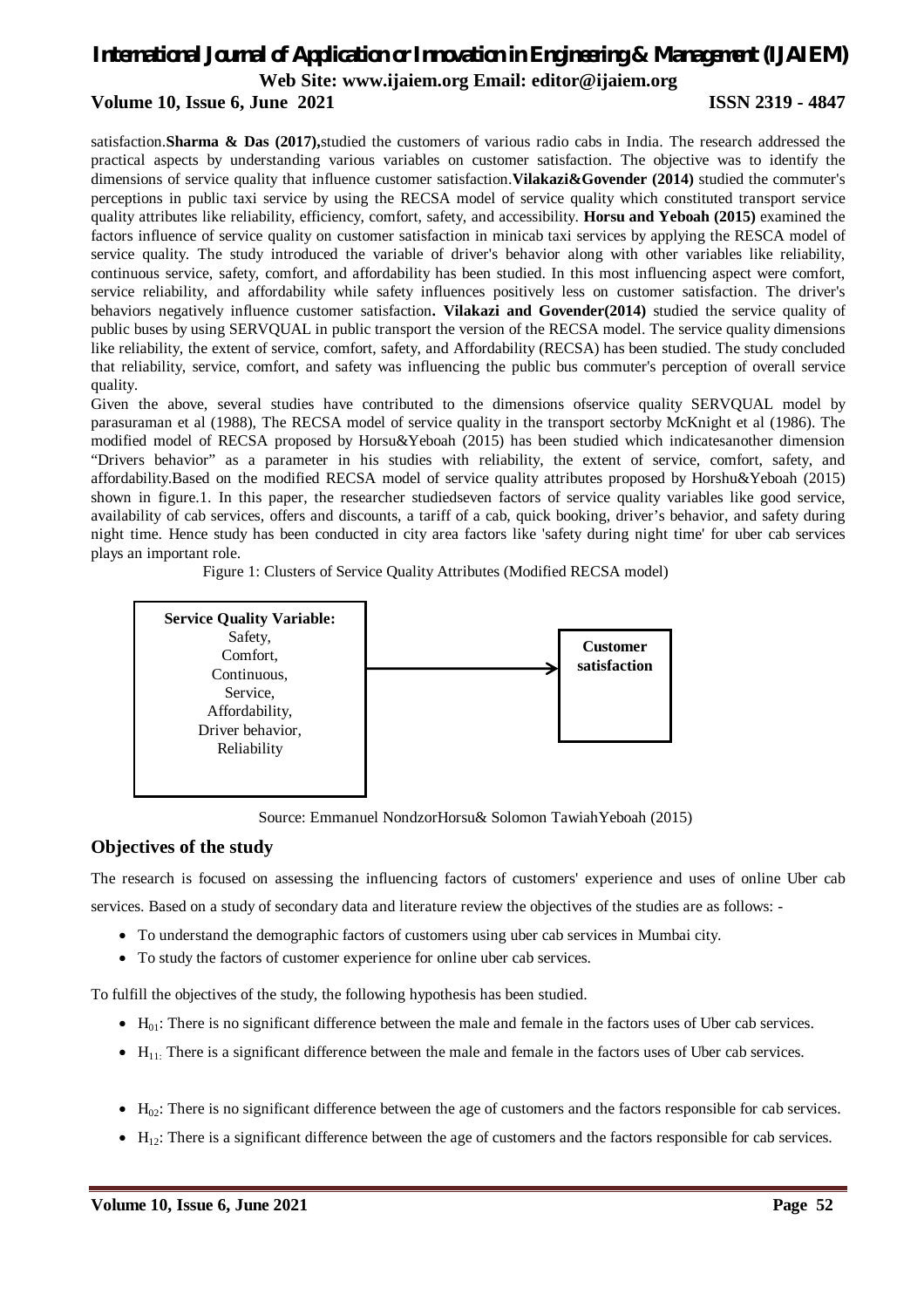satisfaction.**Sharma & Das (2017),**studied the customers of various radio cabs in India. The research addressed the practical aspects by understanding various variables on customer satisfaction. The objective was to identify the dimensions of service quality that influence customer satisfaction.**Vilakazi&Govender (2014)** studied the commuter's perceptions in public taxi service by using the RECSA model of service quality which constituted transport service quality attributes like reliability, efficiency, comfort, safety, and accessibility. **Horsu and Yeboah (2015)** examined the factors influence of service quality on customer satisfaction in minicab taxi services by applying the RESCA model of service quality. The study introduced the variable of driver's behavior along with other variables like reliability, continuous service, safety, comfort, and affordability has been studied. In this most influencing aspect were comfort, service reliability, and affordability while safety influences positively less on customer satisfaction. The driver's behaviors negatively influence customer satisfaction**. Vilakazi and Govender(2014)** studied the service quality of public buses by using SERVQUAL in public transport the version of the RECSA model. The service quality dimensions like reliability, the extent of service, comfort, safety, and Affordability (RECSA) has been studied. The study concluded that reliability, service, comfort, and safety was influencing the public bus commuter's perception of overall service quality.

Given the above, several studies have contributed to the dimensions ofservice quality SERVQUAL model by parasuraman et al (1988), The RECSA model of service quality in the transport sectorby McKnight et al (1986). The modified model of RECSA proposed by Horsu&Yeboah (2015) has been studied which indicatesanother dimension "Drivers behavior" as a parameter in his studies with reliability, the extent of service, comfort, safety, and affordability.Based on the modified RECSA model of service quality attributes proposed by Horshu&Yeboah (2015) shown in figure.1. In this paper, the researcher studiedseven factors of service quality variables like good service, availability of cab services, offers and discounts, a tariff of a cab, quick booking, driver's behavior, and safety during night time. Hence study has been conducted in city area factors like 'safety during night time' for uber cab services plays an important role.

Figure 1: Clusters of Service Quality Attributes (Modified RECSA model)

| Service Quality Variable: | | Customer satisfaction |
|---|---|---|
| Safety, Comfort, Continuous, Service, Affordability, Driver behavior, Reliability | → | |

Source: Emmanuel NondzorHorsu& Solomon TawiahYeboah (2015)

## Objectives of the study

The research is focused on assessing the influencing factors of customers' experience and uses of online Uber cab services. Based on a study of secondary data and literature review the objectives of the studies are as follows: -

- To understand the demographic factors of customers using uber cab services in Mumbai city.
- To study the factors of customer experience for online uber cab services.

To fulfill the objectives of the study, the following hypothesis has been studied.

- $H_{01}$: There is no significant difference between the male and female in the factors uses of Uber cab services.
- $H_{11:}$ There is a significant difference between the male and female in the factors uses of Uber cab services.
- $H_{02}$: There is no significant difference between the age of customers and the factors responsible for cab services.
- $H_{12}$: There is a significant difference between the age of customers and the factors responsible for cab services.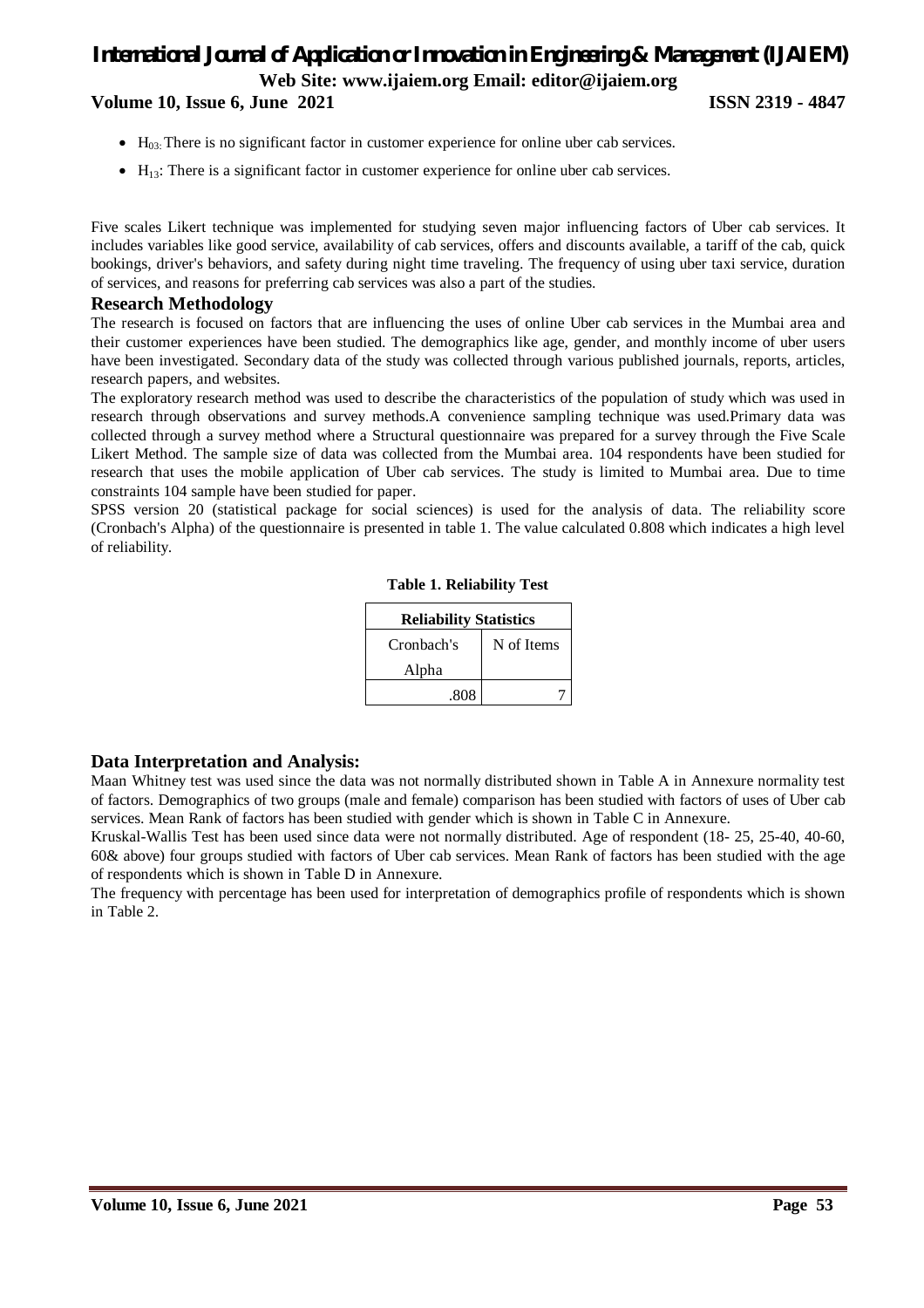- $H_{03:}$ There is no significant factor in customer experience for online uber cab services.
- $H_{13}$: There is a significant factor in customer experience for online uber cab services.

Five scales Likert technique was implemented for studying seven major influencing factors of Uber cab services. It includes variables like good service, availability of cab services, offers and discounts available, a tariff of the cab, quick bookings, driver's behaviors, and safety during night time traveling. The frequency of using uber taxi service, duration of services, and reasons for preferring cab services was also a part of the studies.

## Research Methodology

The research is focused on factors that are influencing the uses of online Uber cab services in the Mumbai area and their customer experiences have been studied. The demographics like age, gender, and monthly income of uber users have been investigated. Secondary data of the study was collected through various published journals, reports, articles, research papers, and websites.

The exploratory research method was used to describe the characteristics of the population of study which was used in research through observations and survey methods.A convenience sampling technique was used.Primary data was collected through a survey method where a Structural questionnaire was prepared for a survey through the Five Scale Likert Method. The sample size of data was collected from the Mumbai area. 104 respondents have been studied for research that uses the mobile application of Uber cab services. The study is limited to Mumbai area. Due to time constraints 104 sample have been studied for paper.

SPSS version 20 (statistical package for social sciences) is used for the analysis of data. The reliability score (Cronbach's Alpha) of the questionnaire is presented in table 1. The value calculated 0.808 which indicates a high level of reliability.

**Table 1. Reliability Test**

| Reliability Statistics | |
|---|---|
| Cronbach's Alpha | N of Items |
| .808 | 7 |

## Data Interpretation and Analysis:

Maan Whitney test was used since the data was not normally distributed shown in Table A in Annexure normality test of factors. Demographics of two groups (male and female) comparison has been studied with factors of uses of Uber cab services. Mean Rank of factors has been studied with gender which is shown in Table C in Annexure.

Kruskal-Wallis Test has been used since data were not normally distributed. Age of respondent (18- 25, 25-40, 40-60, 60& above) four groups studied with factors of Uber cab services. Mean Rank of factors has been studied with the age of respondents which is shown in Table D in Annexure.

The frequency with percentage has been used for interpretation of demographics profile of respondents which is shown in Table 2.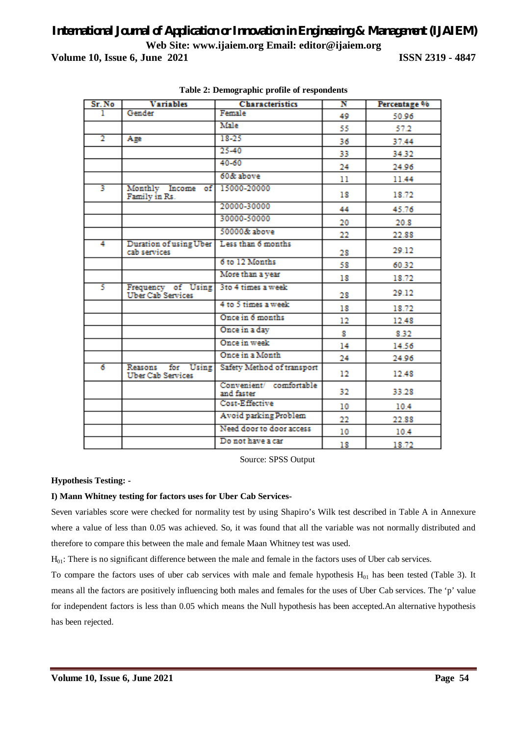**Table 2: Demographic profile of respondents**

| Sr. No | Variables | Characteristics | N | Percentage % |
|---|---|---|---|---|
| 1 | Gender | Female | 49 | 50.96 |
| | | Male | 55 | 57.2 |
| 2 | Age | 18-25 | 36 | 37.44 |
| | | 25-40 | 33 | 34.32 |
| | | 40-60 | 24 | 24.96 |
| | | 60& above | 11 | 11.44 |
| 3 | Monthly Income of Family in Rs. | 15000-20000 | 18 | 18.72 |
| | | 20000-30000 | 44 | 45.76 |
| | | 30000-50000 | 20 | 20.8 |
| | | 50000& above | 22 | 22.88 |
| 4 | Duration of using Uber cab services | Less than 6 months | 28 | 29.12 |
| | | 6 to 12 Months | 58 | 60.32 |
| | | More than a year | 18 | 18.72 |
| 5 | Frequency of Using Uber Cab Services | 3to 4 times a week | 28 | 29.12 |
| | | 4 to 5 times a week | 18 | 18.72 |
| | | Once in 6 months | 12 | 12.48 |
| | | Once in a day | 8 | 8.32 |
| | | Once in week | 14 | 14.56 |
| | | Once in a Month | 24 | 24.96 |
| 6 | Reasons for Using Uber Cab Services | Safety Method of transport | 12 | 12.48 |
| | | Convenient/ comfortable and faster | 32 | 33.28 |
| | | Cost-Effective | 10 | 10.4 |
| | | Avoid parking Problem | 22 | 22.88 |
| | | Need door to door access | 10 | 10.4 |
| | | Do not have a car | 18 | 18.72 |

Source: SPSS Output

**Hypothesis Testing: -**

**I) Mann Whitney testing for factors uses for Uber Cab Services-**

Seven variables score were checked for normality test by using Shapiro's Wilk test described in Table A in Annexure where a value of less than 0.05 was achieved. So, it was found that all the variable was not normally distributed and therefore to compare this between the male and female Maan Whitney test was used.

$H_{01}$: There is no significant difference between the male and female in the factors uses of Uber cab services.

To compare the factors uses of uber cab services with male and female hypothesis $H_{01}$ has been tested (Table 3). It means all the factors are positively influencing both males and females for the uses of Uber Cab services. The 'p' value for independent factors is less than 0.05 which means the Null hypothesis has been accepted.An alternative hypothesis has been rejected.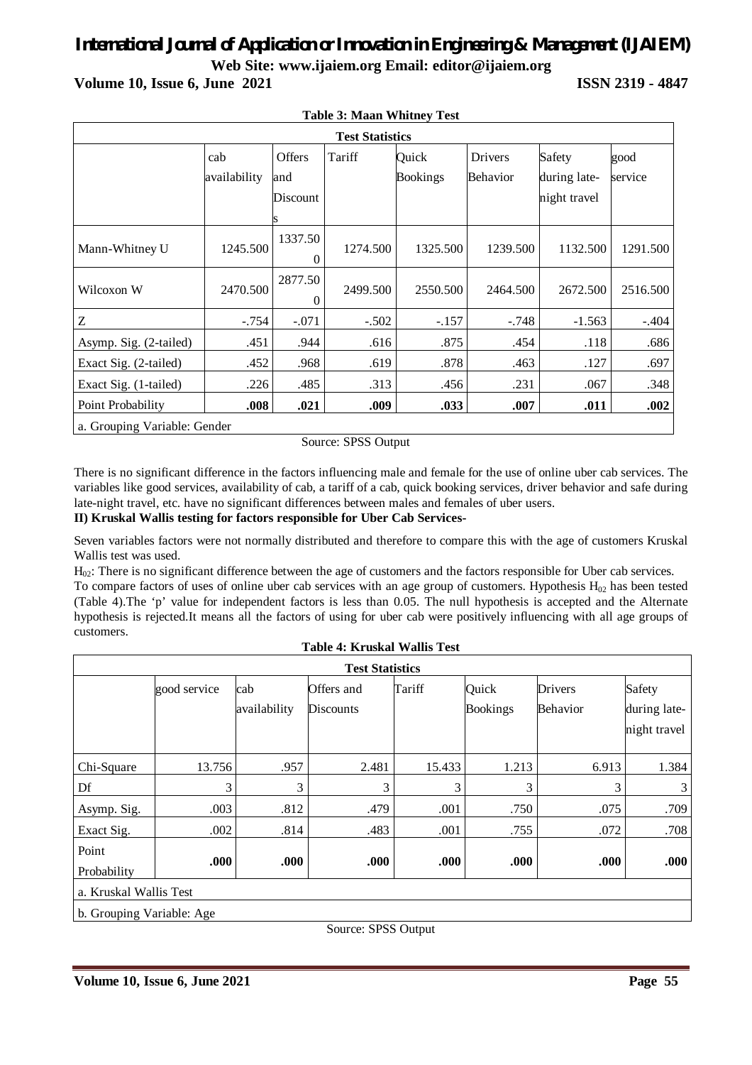**Table 3: Maan Whitney Test**

| Test Statistics | | | | | | | |
|---|---|---|---|---|---|---|---|
| | cab availability | Offers and Discounts | Tariff | Quick Bookings | Drivers Behavior | Safety during late-night travel | good service |
| Mann-Whitney U | 1245.500 | 1337.500 | 1274.500 | 1325.500 | 1239.500 | 1132.500 | 1291.500 |
| Wilcoxon W | 2470.500 | 2877.500 | 2499.500 | 2550.500 | 2464.500 | 2672.500 | 2516.500 |
| Z | -.754 | -.071 | -.502 | -.157 | -.748 | -1.563 | -.404 |
| Asymp. Sig. (2-tailed) | .451 | .944 | .616 | .875 | .454 | .118 | .686 |
| Exact Sig. (2-tailed) | .452 | .968 | .619 | .878 | .463 | .127 | .697 |
| Exact Sig. (1-tailed) | .226 | .485 | .313 | .456 | .231 | .067 | .348 |
| Point Probability | **.008** | **.021** | **.009** | **.033** | **.007** | **.011** | **.002** |
| a. Grouping Variable: Gender | | | | | | | |

Source: SPSS Output

There is no significant difference in the factors influencing male and female for the use of online uber cab services. The variables like good services, availability of cab, a tariff of a cab, quick booking services, driver behavior and safe during late-night travel, etc. have no significant differences between males and females of uber users.

**II) Kruskal Wallis testing for factors responsible for Uber Cab Services-**

Seven variables factors were not normally distributed and therefore to compare this with the age of customers Kruskal Wallis test was used.

$H_{02}$: There is no significant difference between the age of customers and the factors responsible for Uber cab services.

To compare factors of uses of online uber cab services with an age group of customers. Hypothesis $H_{02}$ has been tested (Table 4).The 'p' value for independent factors is less than 0.05. The null hypothesis is accepted and the Alternate hypothesis is rejected.It means all the factors of using for uber cab were positively influencing with all age groups of customers.

**Table 4: Kruskal Wallis Test**

| Test Statistics | | | | | | | |
|---|---|---|---|---|---|---|---|
| | good service | cab availability | Offers and Discounts | Tariff | Quick Bookings | Drivers Behavior | Safety during late-night travel |
| Chi-Square | 13.756 | .957 | 2.481 | 15.433 | 1.213 | 6.913 | 1.384 |
| Df | 3 | 3 | 3 | 3 | 3 | 3 | 3 |
| Asymp. Sig. | .003 | .812 | .479 | .001 | .750 | .075 | .709 |
| Exact Sig. | .002 | .814 | .483 | .001 | .755 | .072 | .708 |
| Point Probability | **.000** | **.000** | **.000** | **.000** | **.000** | **.000** | **.000** |
| a. Kruskal Wallis Test | | | | | | | |
| b. Grouping Variable: Age | | | | | | | |

Source: SPSS Output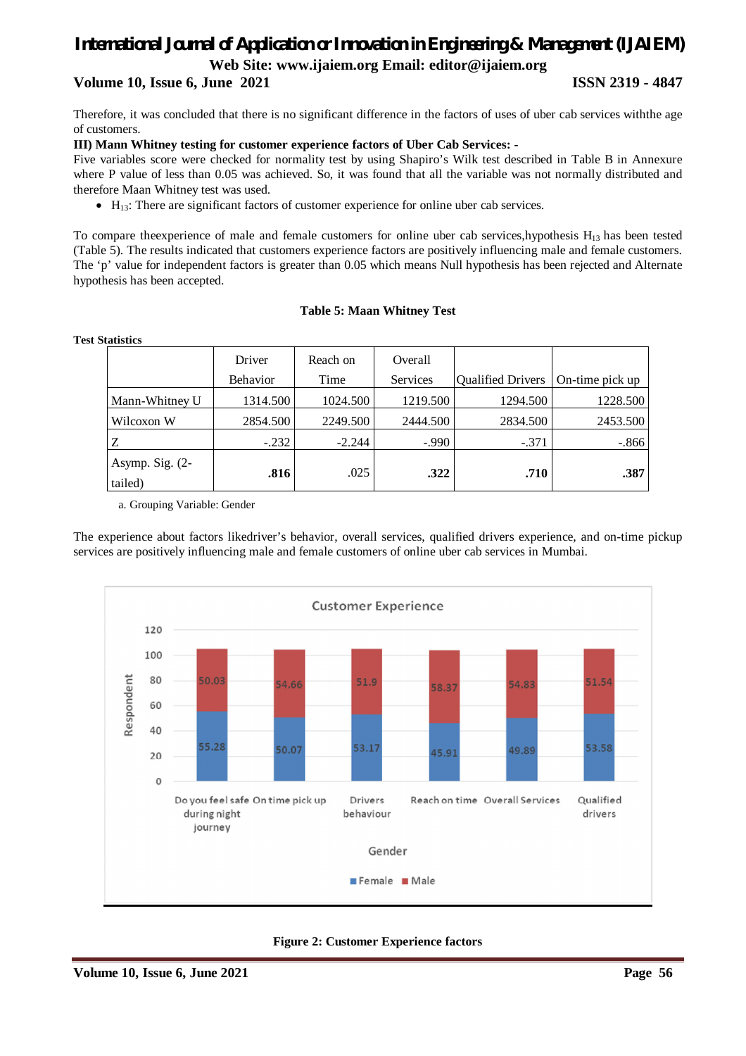Therefore, it was concluded that there is no significant difference in the factors of uses of uber cab services withthe age of customers.

**III) Mann Whitney testing for customer experience factors of Uber Cab Services: -**

Five variables score were checked for normality test by using Shapiro's Wilk test described in Table B in Annexure where P value of less than 0.05 was achieved. So, it was found that all the variable was not normally distributed and therefore Maan Whitney test was used.

- $H_{13}$: There are significant factors of customer experience for online uber cab services.

To compare theexperience of male and female customers for online uber cab services,hypothesis $H_{13}$ has been tested (Table 5). The results indicated that customers experience factors are positively influencing male and female customers. The 'p' value for independent factors is greater than 0.05 which means Null hypothesis has been rejected and Alternate hypothesis has been accepted.

**Table 5: Maan Whitney Test**

**Test Statistics**

| | Driver Behavior | Reach on Time | Overall Services | Qualified Drivers | On-time pick up |
|---|---|---|---|---|---|
| Mann-Whitney U | 1314.500 | 1024.500 | 1219.500 | 1294.500 | 1228.500 |
| Wilcoxon W | 2854.500 | 2249.500 | 2444.500 | 2834.500 | 2453.500 |
| Z | -.232 | -2.244 | -.990 | -.371 | -.866 |
| Asymp. Sig. (2-tailed) | **.816** | .025 | **.322** | **.710** | **.387** |

a. Grouping Variable: Gender

The experience about factors likedriver's behavior, overall services, qualified drivers experience, and on-time pickup services are positively influencing male and female customers of online uber cab services in Mumbai.

**Figure 2: Customer Experience factors**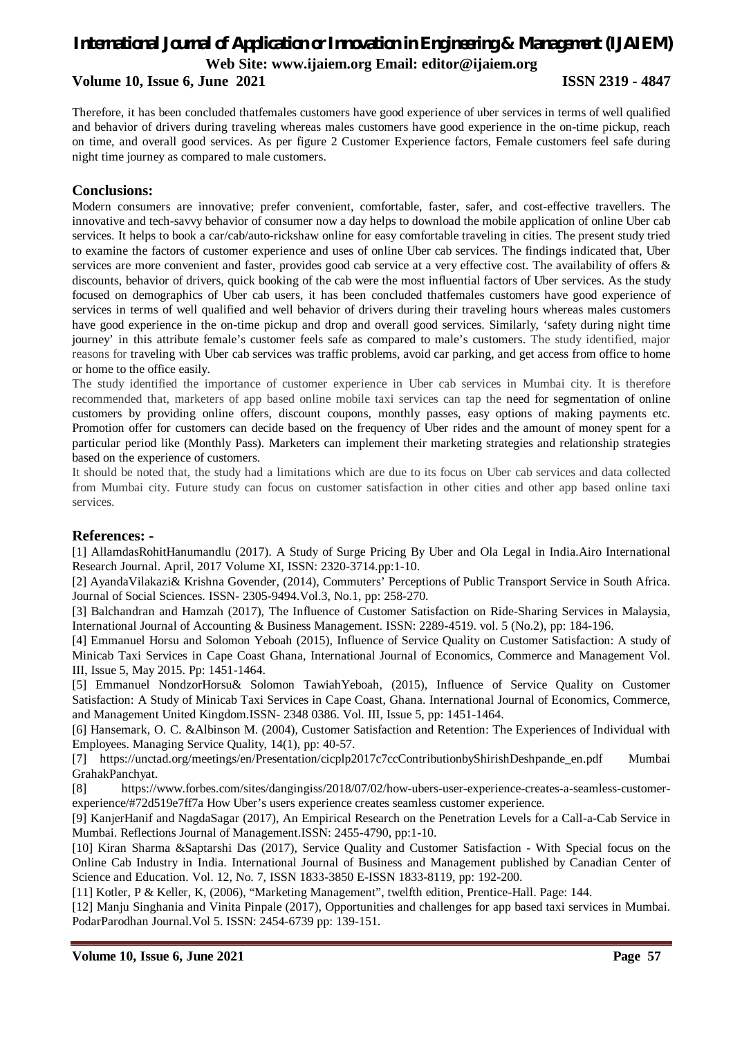Therefore, it has been concluded thatfemales customers have good experience of uber services in terms of well qualified and behavior of drivers during traveling whereas males customers have good experience in the on-time pickup, reach on time, and overall good services. As per figure 2 Customer Experience factors, Female customers feel safe during night time journey as compared to male customers.

## Conclusions:

Modern consumers are innovative; prefer convenient, comfortable, faster, safer, and cost-effective travellers. The innovative and tech-savvy behavior of consumer now a day helps to download the mobile application of online Uber cab services. It helps to book a car/cab/auto-rickshaw online for easy comfortable traveling in cities. The present study tried to examine the factors of customer experience and uses of online Uber cab services. The findings indicated that, Uber services are more convenient and faster, provides good cab service at a very effective cost. The availability of offers & discounts, behavior of drivers, quick booking of the cab were the most influential factors of Uber services. As the study focused on demographics of Uber cab users, it has been concluded thatfemales customers have good experience of services in terms of well qualified and well behavior of drivers during their traveling hours whereas males customers have good experience in the on-time pickup and drop and overall good services. Similarly, 'safety during night time journey' in this attribute female's customer feels safe as compared to male's customers. The study identified, major reasons for traveling with Uber cab services was traffic problems, avoid car parking, and get access from office to home or home to the office easily.

The study identified the importance of customer experience in Uber cab services in Mumbai city. It is therefore recommended that, marketers of app based online mobile taxi services can tap the need for segmentation of online customers by providing online offers, discount coupons, monthly passes, easy options of making payments etc. Promotion offer for customers can decide based on the frequency of Uber rides and the amount of money spent for a particular period like (Monthly Pass). Marketers can implement their marketing strategies and relationship strategies based on the experience of customers.

It should be noted that, the study had a limitations which are due to its focus on Uber cab services and data collected from Mumbai city. Future study can focus on customer satisfaction in other cities and other app based online taxi services.

## References: -

[1] AllamdasRohitHanumandlu (2017). A Study of Surge Pricing By Uber and Ola Legal in India.Airo International Research Journal. April, 2017 Volume XI, ISSN: 2320-3714.pp:1-10.

[2] AyandaVilakazi& Krishna Govender, (2014), Commuters' Perceptions of Public Transport Service in South Africa. Journal of Social Sciences. ISSN- 2305-9494.Vol.3, No.1, pp: 258-270.

[3] Balchandran and Hamzah (2017), The Influence of Customer Satisfaction on Ride-Sharing Services in Malaysia, International Journal of Accounting & Business Management. ISSN: 2289-4519. vol. 5 (No.2), pp: 184-196.

[4] Emmanuel Horsu and Solomon Yeboah (2015), Influence of Service Quality on Customer Satisfaction: A study of Minicab Taxi Services in Cape Coast Ghana, International Journal of Economics, Commerce and Management Vol. III, Issue 5, May 2015. Pp: 1451-1464.

[5] Emmanuel NondzorHorsu& Solomon TawiahYeboah, (2015), Influence of Service Quality on Customer Satisfaction: A Study of Minicab Taxi Services in Cape Coast, Ghana. International Journal of Economics, Commerce, and Management United Kingdom.ISSN- 2348 0386. Vol. III, Issue 5, pp: 1451-1464.

[6] Hansemark, O. C. &Albinson M. (2004), Customer Satisfaction and Retention: The Experiences of Individual with Employees. Managing Service Quality, 14(1), pp: 40-57.

[7] https://unctad.org/meetings/en/Presentation/cicplp2017c7ccContributionbyShirishDeshpande_en.pdf Mumbai GrahakPanchyat.

[8] https://www.forbes.com/sites/dangingiss/2018/07/02/how-ubers-user-experience-creates-a-seamless-customer-experience/#72d519e7ff7a How Uber's users experience creates seamless customer experience.

[9] KanjerHanif and NagdaSagar (2017), An Empirical Research on the Penetration Levels for a Call-a-Cab Service in Mumbai. Reflections Journal of Management.ISSN: 2455-4790, pp:1-10.

[10] Kiran Sharma &Saptarshi Das (2017), Service Quality and Customer Satisfaction - With Special focus on the Online Cab Industry in India. International Journal of Business and Management published by Canadian Center of Science and Education. Vol. 12, No. 7, ISSN 1833-3850 E-ISSN 1833-8119, pp: 192-200.

[11] Kotler, P & Keller, K, (2006), "Marketing Management", twelfth edition, Prentice-Hall. Page: 144.

[12] Manju Singhania and Vinita Pinpale (2017), Opportunities and challenges for app based taxi services in Mumbai. PodarParodhan Journal.Vol 5. ISSN: 2454-6739 pp: 139-151.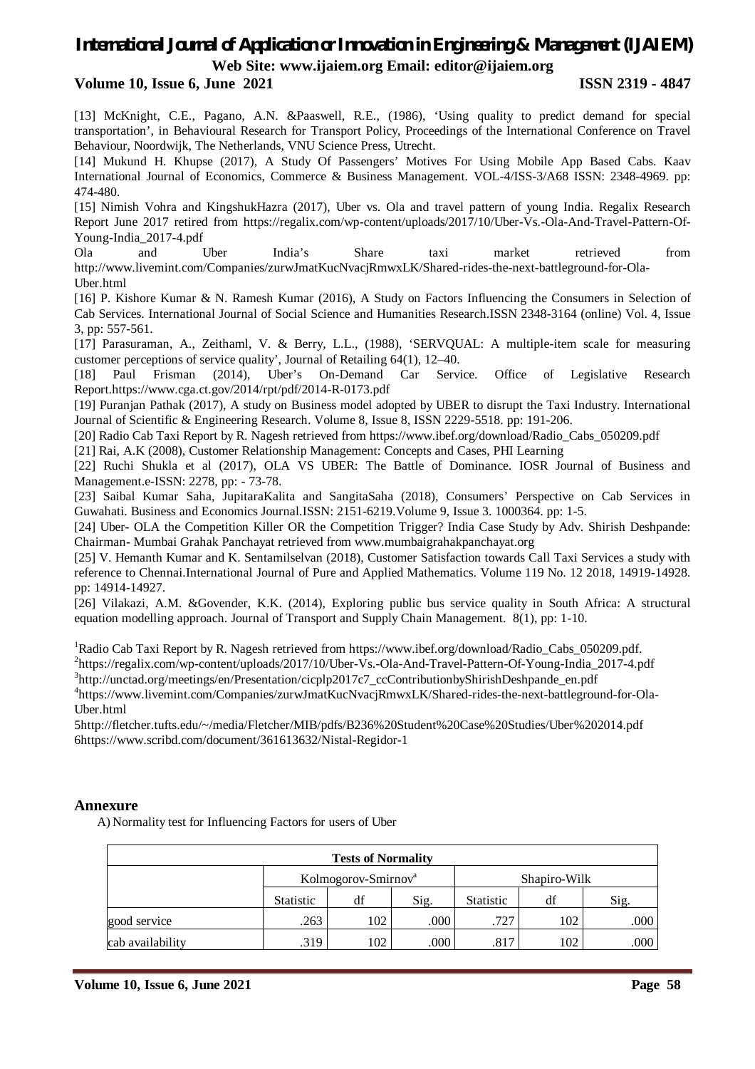[13] McKnight, C.E., Pagano, A.N. &Paaswell, R.E., (1986), 'Using quality to predict demand for special transportation', in Behavioural Research for Transport Policy, Proceedings of the International Conference on Travel Behaviour, Noordwijk, The Netherlands, VNU Science Press, Utrecht.

[14] Mukund H. Khupse (2017), A Study Of Passengers' Motives For Using Mobile App Based Cabs. Kaav International Journal of Economics, Commerce & Business Management. VOL-4/ISS-3/A68 ISSN: 2348-4969. pp: 474-480.

[15] Nimish Vohra and KingshukHazra (2017), Uber vs. Ola and travel pattern of young India. Regalix Research Report June 2017 retired from https://regalix.com/wp-content/uploads/2017/10/Uber-Vs.-Ola-And-Travel-Pattern-Of-Young-India_2017-4.pdf

Ola and Uber India's Share taxi market retrieved from http://www.livemint.com/Companies/zurwJmatKucNvacjRmwxLK/Shared-rides-the-next-battleground-for-Ola-Uber.html

[16] P. Kishore Kumar & N. Ramesh Kumar (2016), A Study on Factors Influencing the Consumers in Selection of Cab Services. International Journal of Social Science and Humanities Research.ISSN 2348-3164 (online) Vol. 4, Issue 3, pp: 557-561.

[17] Parasuraman, A., Zeithaml, V. & Berry, L.L., (1988), 'SERVQUAL: A multiple-item scale for measuring customer perceptions of service quality', Journal of Retailing 64(1), 12–40.

[18] Paul Frisman (2014), Uber's On-Demand Car Service. Office of Legislative Research Report.https://www.cga.ct.gov/2014/rpt/pdf/2014-R-0173.pdf

[19] Puranjan Pathak (2017), A study on Business model adopted by UBER to disrupt the Taxi Industry. International Journal of Scientific & Engineering Research. Volume 8, Issue 8, ISSN 2229-5518. pp: 191-206.

[20] Radio Cab Taxi Report by R. Nagesh retrieved from https://www.ibef.org/download/Radio_Cabs_050209.pdf

[21] Rai, A.K (2008), Customer Relationship Management: Concepts and Cases, PHI Learning

[22] Ruchi Shukla et al (2017), OLA VS UBER: The Battle of Dominance. IOSR Journal of Business and Management.e-ISSN: 2278, pp: - 73-78.

[23] Saibal Kumar Saha, JupitaraKalita and SangitaSaha (2018), Consumers' Perspective on Cab Services in Guwahati. Business and Economics Journal.ISSN: 2151-6219.Volume 9, Issue 3. 1000364. pp: 1-5.

[24] Uber- OLA the Competition Killer OR the Competition Trigger? India Case Study by Adv. Shirish Deshpande: Chairman- Mumbai Grahak Panchayat retrieved from www.mumbaigrahakpanchayat.org

[25] V. Hemanth Kumar and K. Sentamilselvan (2018), Customer Satisfaction towards Call Taxi Services a study with reference to Chennai.International Journal of Pure and Applied Mathematics. Volume 119 No. 12 2018, 14919-14928. pp: 14914-14927.

[26] Vilakazi, A.M. &Govender, K.K. (2014), Exploring public bus service quality in South Africa: A structural equation modelling approach. Journal of Transport and Supply Chain Management. 8(1), pp: 1-10.

[1] Radio Cab Taxi Report by R. Nagesh retrieved from https://www.ibef.org/download/Radio_Cabs_050209.pdf.

[2] https://regalix.com/wp-content/uploads/2017/10/Uber-Vs.-Ola-And-Travel-Pattern-Of-Young-India_2017-4.pdf

[3] http://unctad.org/meetings/en/Presentation/cicplp2017c7_ccContributionbyShirishDeshpande_en.pdf

[4] https://www.livemint.com/Companies/zurwJmatKucNvacjRmwxLK/Shared-rides-the-next-battleground-for-Ola-Uber.html

5http://fletcher.tufts.edu/~/media/Fletcher/MIB/pdfs/B236%20Student%20Case%20Studies/Uber%202014.pdf

6https://www.scribd.com/document/361613632/Nistal-Regidor-1

## Annexure

A) Normality test for Influencing Factors for users of Uber

| Tests of Normality | | | | | | |
|---|---|---|---|---|---|---|
| | Kolmogorov-Smirnov[a] | | | Shapiro-Wilk | | |
| | Statistic | df | Sig. | Statistic | df | Sig. |
| good service | .263 | 102 | .000 | .727 | 102 | .000 |
| cab availability | .319 | 102 | .000 | .817 | 102 | .000 |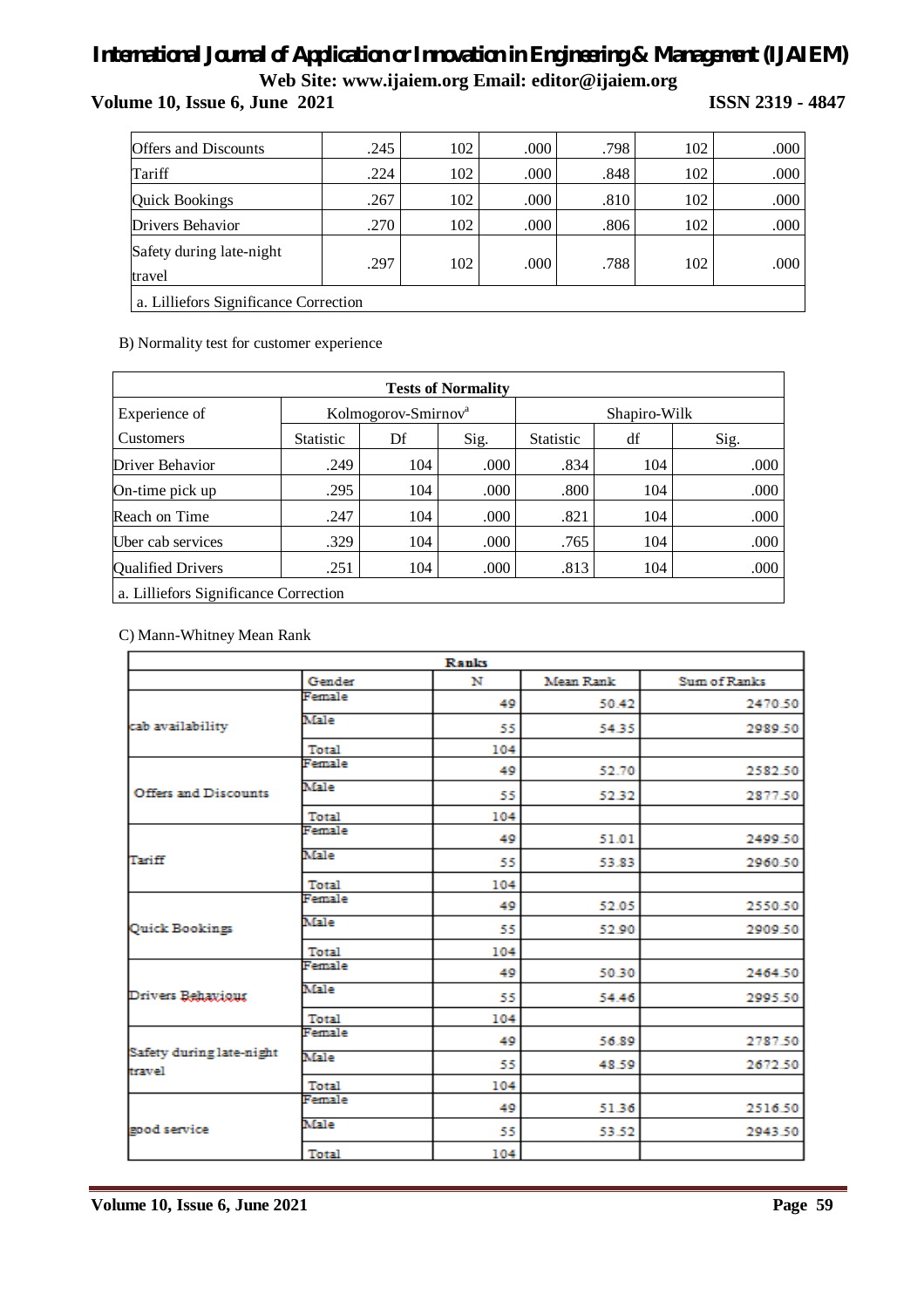| Offers and Discounts | .245 | 102 | .000 | .798 | 102 | .000 |
|---|---|---|---|---|---|---|
| Tariff | .224 | 102 | .000 | .848 | 102 | .000 |
| Quick Bookings | .267 | 102 | .000 | .810 | 102 | .000 |
| Drivers Behavior | .270 | 102 | .000 | .806 | 102 | .000 |
| Safety during late-night travel | .297 | 102 | .000 | .788 | 102 | .000 |
| a. Lilliefors Significance Correction | | | | | | |

B) Normality test for customer experience

**Tests of Normality**

| Experience of Customers | Kolmogorov-Smirnov[a] | | | Shapiro-Wilk | | |
|---|---|---|---|---|---|---|
| | Statistic | Df | Sig. | Statistic | df | Sig. |
| Driver Behavior | .249 | 104 | .000 | .834 | 104 | .000 |
| On-time pick up | .295 | 104 | .000 | .800 | 104 | .000 |
| Reach on Time | .247 | 104 | .000 | .821 | 104 | .000 |
| Uber cab services | .329 | 104 | .000 | .765 | 104 | .000 |
| Qualified Drivers | .251 | 104 | .000 | .813 | 104 | .000 |
| a. Lilliefors Significance Correction | | | | | | |

C) Mann-Whitney Mean Rank

**Ranks**

| | Gender | N | Mean Rank | Sum of Ranks |
|---|---|---|---|---|
| cab availability | Female | 49 | 50.42 | 2470.50 |
| | Male | 55 | 54.35 | 2989.50 |
| | Total | 104 | | |
| Offers and Discounts | Female | 49 | 52.70 | 2582.50 |
| | Male | 55 | 52.32 | 2877.50 |
| | Total | 104 | | |
| Tariff | Female | 49 | 51.01 | 2499.50 |
| | Male | 55 | 53.83 | 2960.50 |
| | Total | 104 | | |
| Quick Bookings | Female | 49 | 52.05 | 2550.50 |
| | Male | 55 | 52.90 | 2909.50 |
| | Total | 104 | | |
| Drivers Behaviour | Female | 49 | 50.30 | 2464.50 |
| | Male | 55 | 54.46 | 2995.50 |
| | Total | 104 | | |
| Safety during late-night travel | Female | 49 | 56.89 | 2787.50 |
| | Male | 55 | 48.59 | 2672.50 |
| | Total | 104 | | |
| good service | Female | 49 | 51.36 | 2516.50 |
| | Male | 55 | 53.52 | 2943.50 |
| | Total | 104 | | |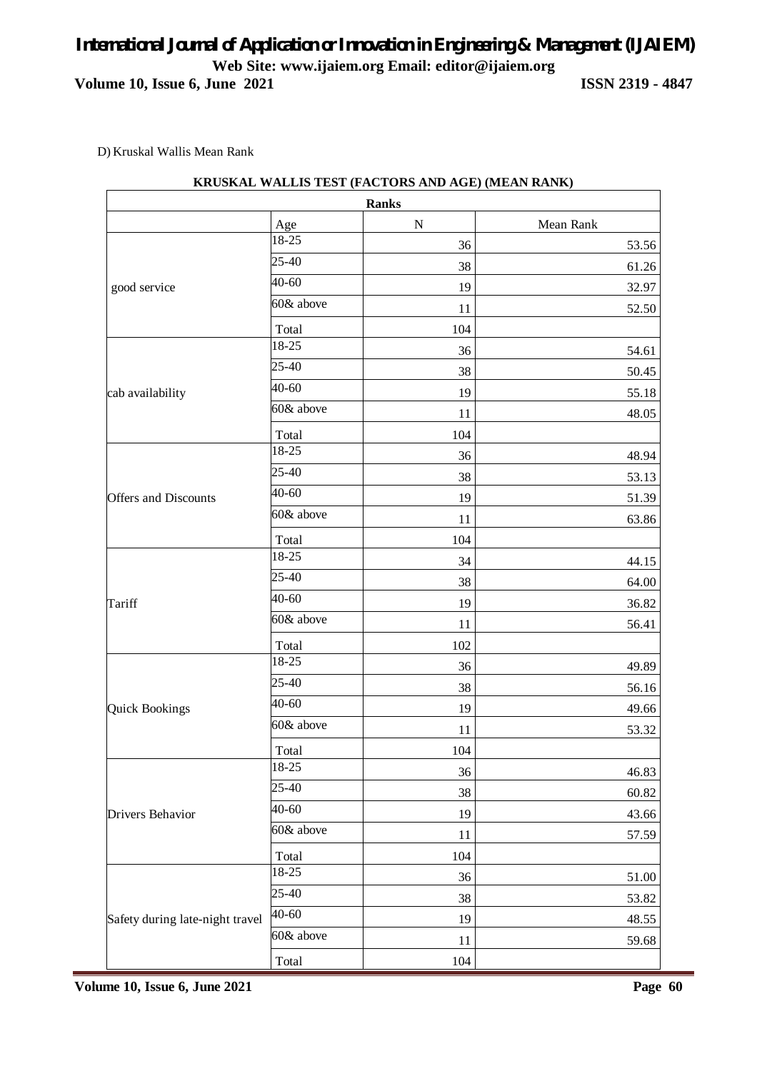D) Kruskal Wallis Mean Rank

**KRUSKAL WALLIS TEST (FACTORS AND AGE) (MEAN RANK)**

| Ranks | | | |
|---|---|---|---|
| | Age | N | Mean Rank |
| good service | 18-25 | 36 | 53.56 |
| | 25-40 | 38 | 61.26 |
| | 40-60 | 19 | 32.97 |
| | 60& above | 11 | 52.50 |
| | Total | 104 | |
| cab availability | 18-25 | 36 | 54.61 |
| | 25-40 | 38 | 50.45 |
| | 40-60 | 19 | 55.18 |
| | 60& above | 11 | 48.05 |
| | Total | 104 | |
| Offers and Discounts | 18-25 | 36 | 48.94 |
| | 25-40 | 38 | 53.13 |
| | 40-60 | 19 | 51.39 |
| | 60& above | 11 | 63.86 |
| | Total | 104 | |
| Tariff | 18-25 | 34 | 44.15 |
| | 25-40 | 38 | 64.00 |
| | 40-60 | 19 | 36.82 |
| | 60& above | 11 | 56.41 |
| | Total | 102 | |
| Quick Bookings | 18-25 | 36 | 49.89 |
| | 25-40 | 38 | 56.16 |
| | 40-60 | 19 | 49.66 |
| | 60& above | 11 | 53.32 |
| | Total | 104 | |
| Drivers Behavior | 18-25 | 36 | 46.83 |
| | 25-40 | 38 | 60.82 |
| | 40-60 | 19 | 43.66 |
| | 60& above | 11 | 57.59 |
| | Total | 104 | |
| Safety during late-night travel | 18-25 | 36 | 51.00 |
| | 25-40 | 38 | 53.82 |
| | 40-60 | 19 | 48.55 |
| | 60& above | 11 | 59.68 |
| | Total | 104 | |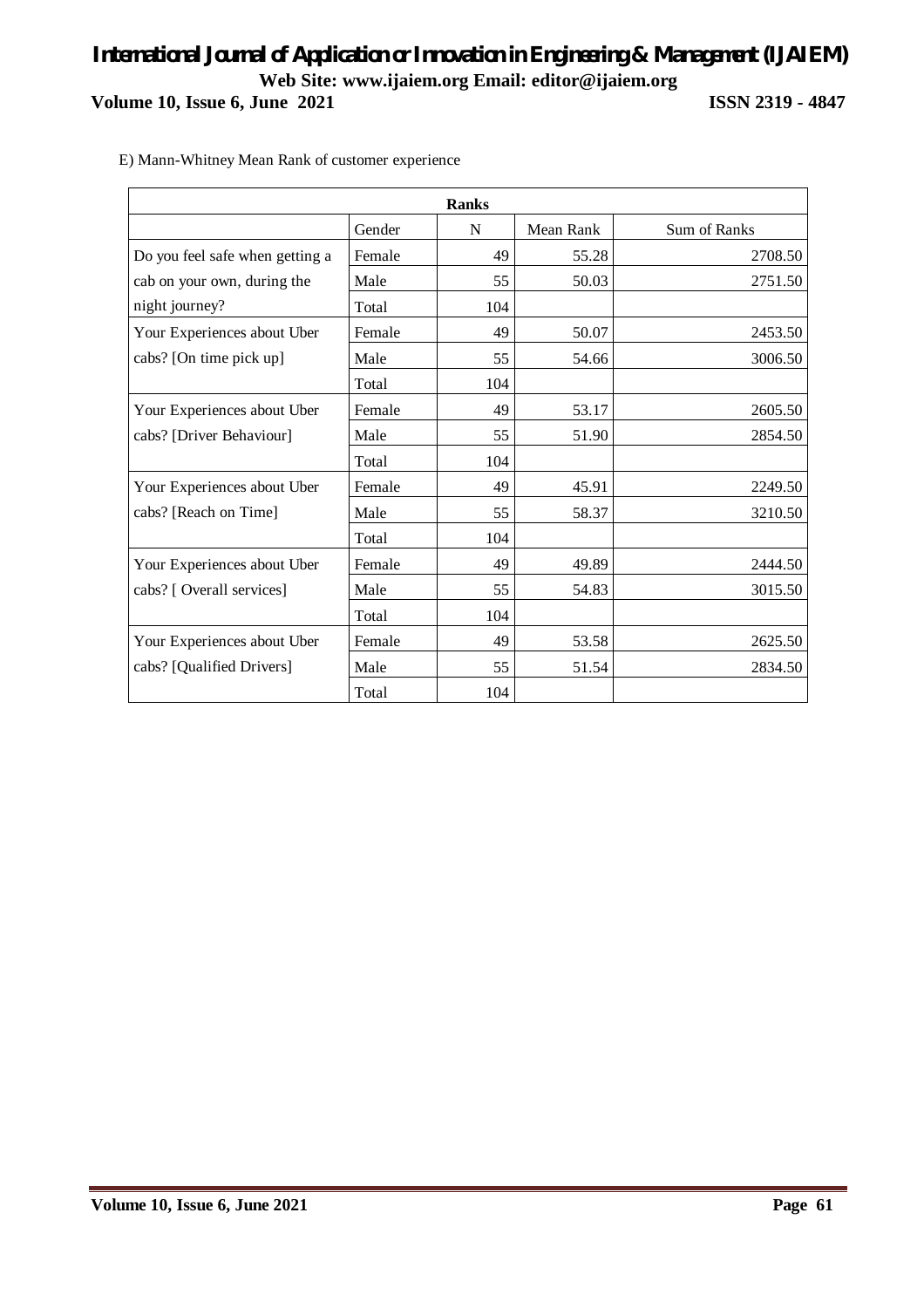E) Mann-Whitney Mean Rank of customer experience

| Ranks | | | | |
|---|---|---|---|---|
| | Gender | N | Mean Rank | Sum of Ranks |
| Do you feel safe when getting a cab on your own, during the night journey? | Female | 49 | 55.28 | 2708.50 |
| | Male | 55 | 50.03 | 2751.50 |
| | Total | 104 | | |
| Your Experiences about Uber cabs? [On time pick up] | Female | 49 | 50.07 | 2453.50 |
| | Male | 55 | 54.66 | 3006.50 |
| | Total | 104 | | |
| Your Experiences about Uber cabs? [Driver Behaviour] | Female | 49 | 53.17 | 2605.50 |
| | Male | 55 | 51.90 | 2854.50 |
| | Total | 104 | | |
| Your Experiences about Uber cabs? [Reach on Time] | Female | 49 | 45.91 | 2249.50 |
| | Male | 55 | 58.37 | 3210.50 |
| | Total | 104 | | |
| Your Experiences about Uber cabs? [ Overall services] | Female | 49 | 49.89 | 2444.50 |
| | Male | 55 | 54.83 | 3015.50 |
| | Total | 104 | | |
| Your Experiences about Uber cabs? [Qualified Drivers] | Female | 49 | 53.58 | 2625.50 |
| | Male | 55 | 51.54 | 2834.50 |
| | Total | 104 | | |